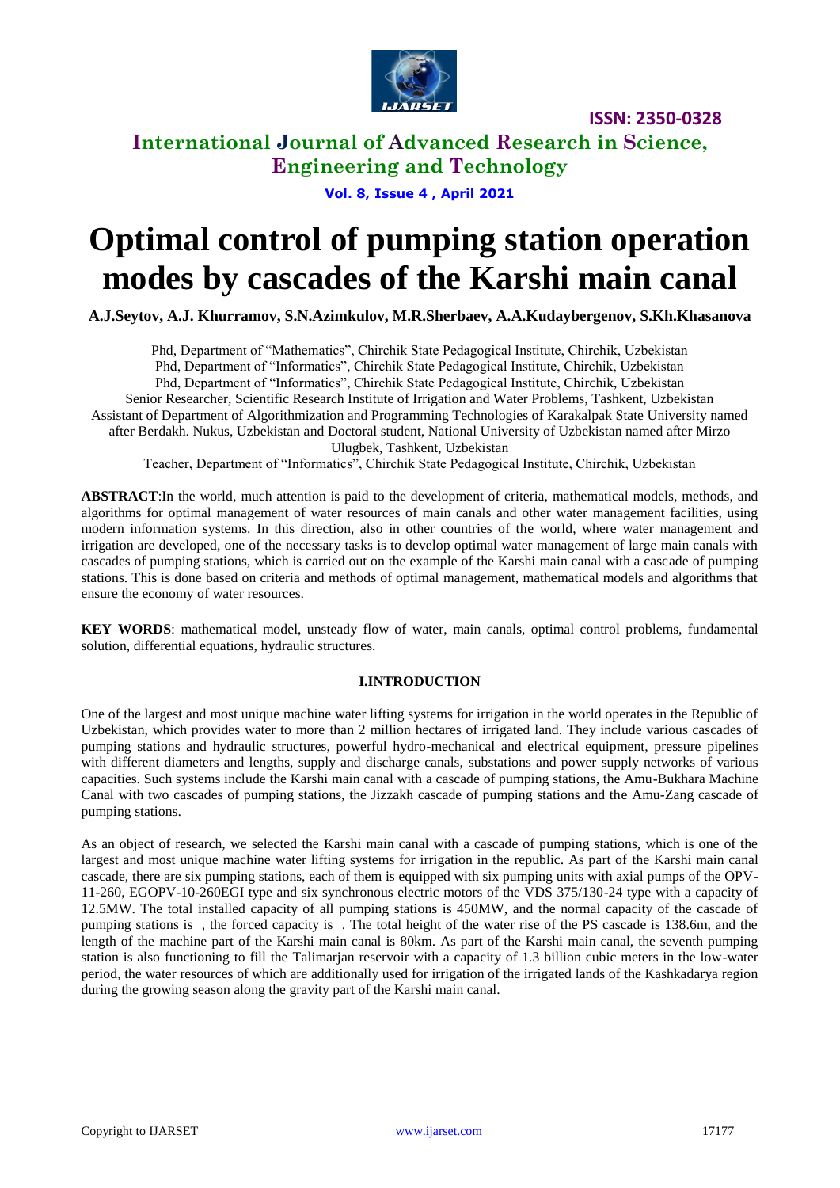# Optimal control of pumping station operation modes by cascades of the Karshi main canal

**A.J.Seytov, A.J. Khurramov, S.N.Azimkulov, M.R.Sherbaev, A.A.Kudaybergenov, S.Kh.Khasanova**

Phd, Department of "Mathematics", Chirchik State Pedagogical Institute, Chirchik, Uzbekistan
Phd, Department of "Informatics", Chirchik State Pedagogical Institute, Chirchik, Uzbekistan
Phd, Department of "Informatics", Chirchik State Pedagogical Institute, Chirchik, Uzbekistan
Senior Researcher, Scientific Research Institute of Irrigation and Water Problems, Tashkent, Uzbekistan
Assistant of Department of Algorithmization and Programming Technologies of Karakalpak State University named after Berdakh. Nukus, Uzbekistan and Doctoral student, National University of Uzbekistan named after Mirzo Ulugbek, Tashkent, Uzbekistan
Teacher, Department of "Informatics", Chirchik State Pedagogical Institute, Chirchik, Uzbekistan

**ABSTRACT**:In the world, much attention is paid to the development of criteria, mathematical models, methods, and algorithms for optimal management of water resources of main canals and other water management facilities, using modern information systems. In this direction, also in other countries of the world, where water management and irrigation are developed, one of the necessary tasks is to develop optimal water management of large main canals with cascades of pumping stations, which is carried out on the example of the Karshi main canal with a cascade of pumping stations. This is done based on criteria and methods of optimal management, mathematical models and algorithms that ensure the economy of water resources.

**KEY WORDS**: mathematical model, unsteady flow of water, main canals, optimal control problems, fundamental solution, differential equations, hydraulic structures.

## I.INTRODUCTION

One of the largest and most unique machine water lifting systems for irrigation in the world operates in the Republic of Uzbekistan, which provides water to more than 2 million hectares of irrigated land. They include various cascades of pumping stations and hydraulic structures, powerful hydro-mechanical and electrical equipment, pressure pipelines with different diameters and lengths, supply and discharge canals, substations and power supply networks of various capacities. Such systems include the Karshi main canal with a cascade of pumping stations, the Amu-Bukhara Machine Canal with two cascades of pumping stations, the Jizzakh cascade of pumping stations and the Amu-Zang cascade of pumping stations.

As an object of research, we selected the Karshi main canal with a cascade of pumping stations, which is one of the largest and most unique machine water lifting systems for irrigation in the republic. As part of the Karshi main canal cascade, there are six pumping stations, each of them is equipped with six pumping units with axial pumps of the OPV-11-260, EGOPV-10-260EGI type and six synchronous electric motors of the VDS 375/130-24 type with a capacity of 12.5MW. The total installed capacity of all pumping stations is 450MW, and the normal capacity of the cascade of pumping stations is , the forced capacity is . The total height of the water rise of the PS cascade is 138.6m, and the length of the machine part of the Karshi main canal is 80km. As part of the Karshi main canal, the seventh pumping station is also functioning to fill the Talimarjan reservoir with a capacity of 1.3 billion cubic meters in the low-water period, the water resources of which are additionally used for irrigation of the irrigated lands of the Kashkadarya region during the growing season along the gravity part of the Karshi main canal.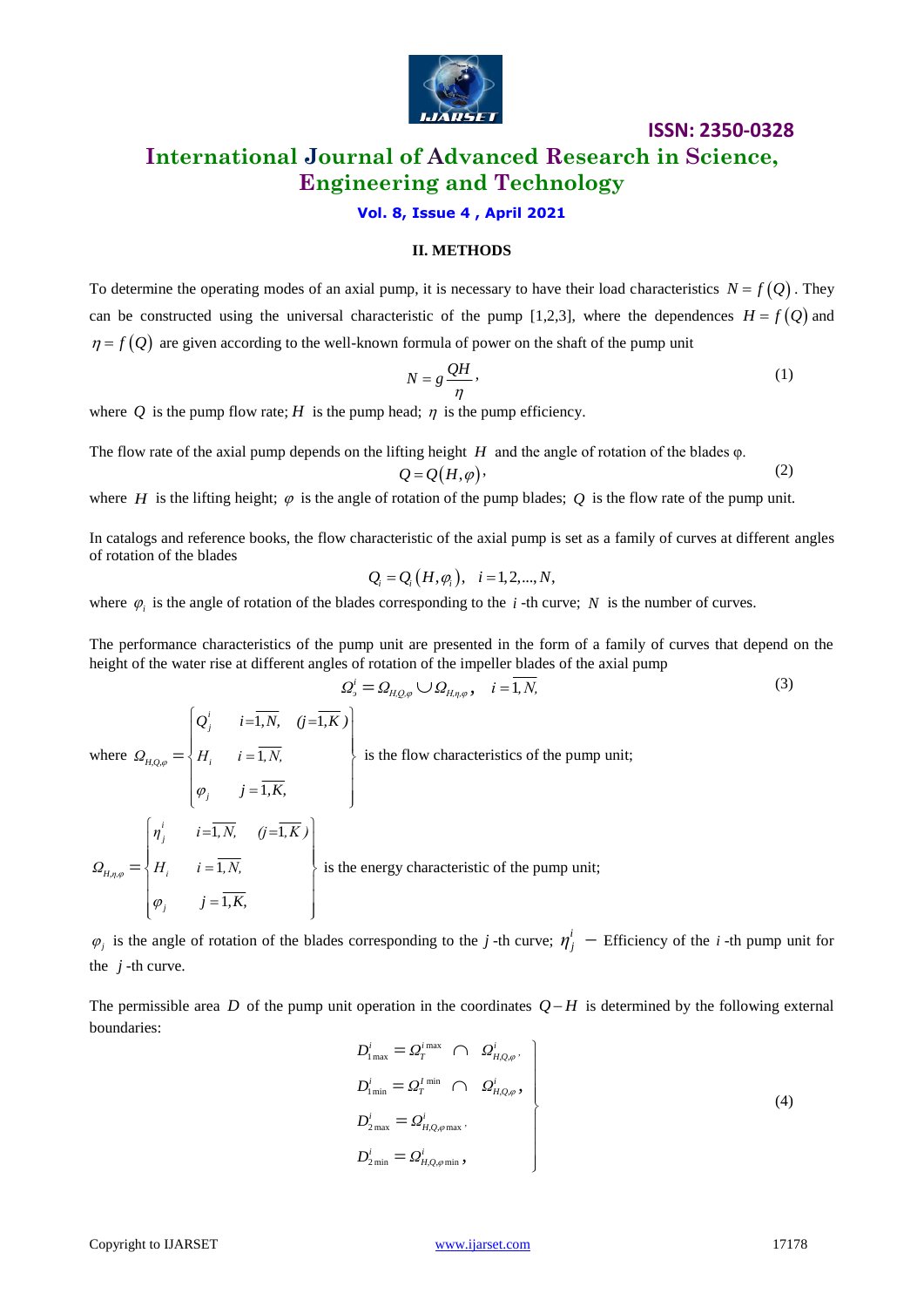## II. METHODS

To determine the operating modes of an axial pump, it is necessary to have their load characteristics $N = f(Q)$. They can be constructed using the universal characteristic of the pump [1,2,3], where the dependences $H = f(Q)$ and $\eta = f(Q)$ are given according to the well-known formula of power on the shaft of the pump unit

$$N = g\frac{QH}{\eta}, \tag{1}$$

where $Q$ is the pump flow rate; $H$ is the pump head; $\eta$ is the pump efficiency.

The flow rate of the axial pump depends on the lifting height $H$ and the angle of rotation of the blades φ.

$$Q = Q(H, \varphi), \tag{2}$$

where $H$ is the lifting height; $\varphi$ is the angle of rotation of the pump blades; $Q$ is the flow rate of the pump unit.

In catalogs and reference books, the flow characteristic of the axial pump is set as a family of curves at different angles of rotation of the blades

$$Q_i = Q_i(H, \varphi_i), \quad i = 1, 2, ..., N,$$

where $\varphi_i$ is the angle of rotation of the blades corresponding to the $i$-th curve; $N$ is the number of curves.

The performance characteristics of the pump unit are presented in the form of a family of curves that depend on the height of the water rise at different angles of rotation of the impeller blades of the axial pump

$$\Omega_э^i = \Omega_{H,Q,\varphi} \cup \Omega_{H,\eta,\varphi}, \quad i = \overline{1, N}, \tag{3}$$

where $\Omega_{H,Q,\varphi} = \left\{ \begin{array}{ll} Q_j^i & i = \overline{1,N}, \quad (j = \overline{1,K}) \\ H_i & i = \overline{1,N}, \\ \varphi_j & j = \overline{1,K}, \end{array} \right\}$ is the flow characteristics of the pump unit;

$\Omega_{H,\eta,\varphi} = \left\{ \begin{array}{ll} \eta_j^i & i = \overline{1,N}, \quad (j = \overline{1,K}) \\ H_i & i = \overline{1,N}, \\ \varphi_j & j = \overline{1,K}, \end{array} \right\}$ is the energy characteristic of the pump unit;

$\varphi_j$ is the angle of rotation of the blades corresponding to the $j$-th curve; $\eta_j^i$ − Efficiency of the $i$-th pump unit for the $j$-th curve.

The permissible area $D$ of the pump unit operation in the coordinates $Q - H$ is determined by the following external boundaries:

$$\left. \begin{array}{l} D_{1\max}^i = \Omega_T^{i\max} \cap \Omega_{H,Q,\varphi}^i, \\ D_{1\min}^i = \Omega_T^{i\min} \cap \Omega_{H,Q,\varphi}^i, \\ D_{2\max}^i = \Omega_{H,Q,\varphi\max}^i, \\ D_{2\min}^i = \Omega_{H,Q,\varphi\min}^i, \end{array} \right\} \tag{4}$$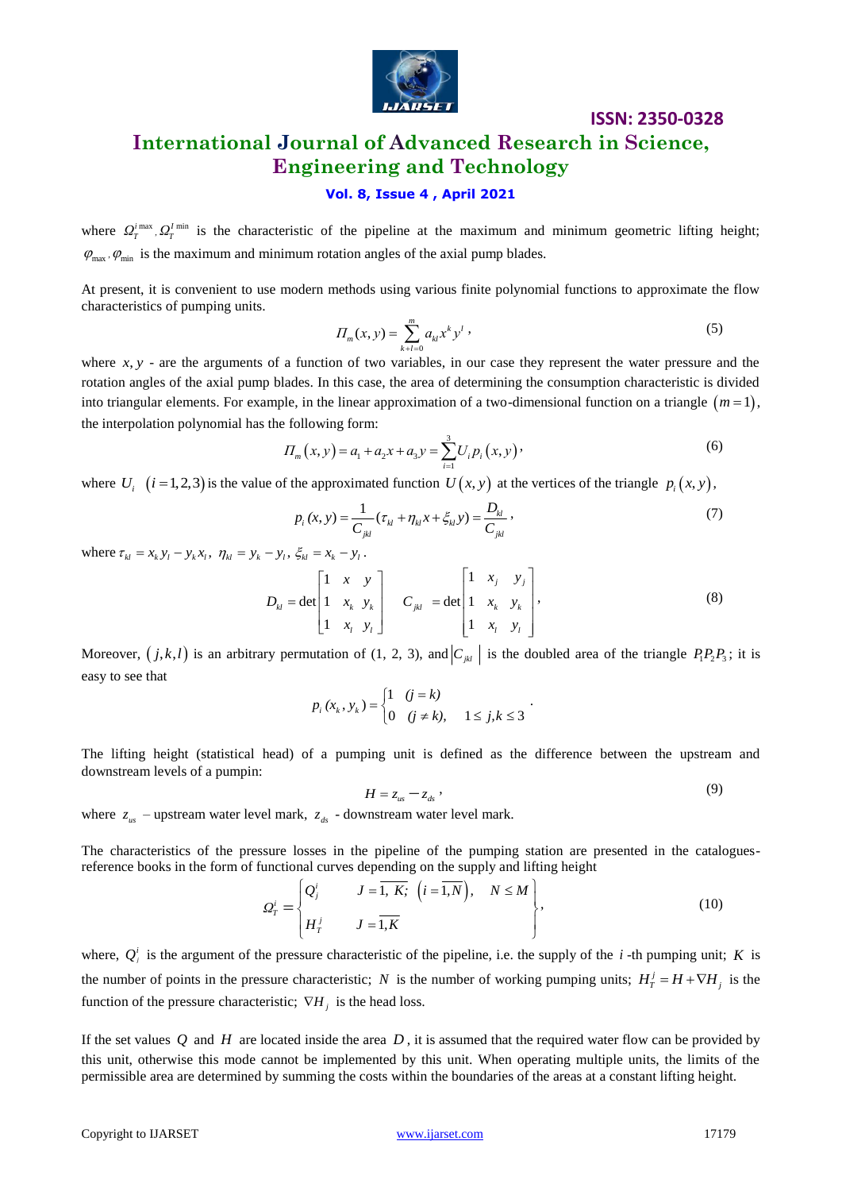where $\Omega_T^{i\max}, \Omega_T^{I\min}$ is the characteristic of the pipeline at the maximum and minimum geometric lifting height; $\varphi_{\max}, \varphi_{\min}$ is the maximum and minimum rotation angles of the axial pump blades.

At present, it is convenient to use modern methods using various finite polynomial functions to approximate the flow characteristics of pumping units.

$$\Pi_m(x,y) = \sum_{k+l=0}^{m} a_{kl} x^k y^l \, , \tag{5}$$

where $x, y$ - are the arguments of a function of two variables, in our case they represent the water pressure and the rotation angles of the axial pump blades. In this case, the area of determining the consumption characteristic is divided into triangular elements. For example, in the linear approximation of a two-dimensional function on a triangle $(m=1)$, the interpolation polynomial has the following form:

$$\Pi_m(x,y) = a_1 + a_2 x + a_3 y = \sum_{i=1}^{3} U_i p_i(x,y) \, , \tag{6}$$

where $U_i \quad (i = 1,2,3)$ is the value of the approximated function $U(x,y)$ at the vertices of the triangle $p_i(x,y)$,

$$p_i(x,y) = \frac{1}{C_{jkl}}(\tau_{kl} + \eta_{kl} x + \xi_{kl} y) = \frac{D_{kl}}{C_{jkl}} \, , \tag{7}$$

where $\tau_{kl} = x_k y_l - y_k x_l$, $\eta_{kl} = y_k - y_l$, $\xi_{kl} = x_k - y_l$.

$$D_{kl} = \det \begin{bmatrix} 1 & x & y \\ 1 & x_k & y_k \\ 1 & x_l & y_l \end{bmatrix} \qquad C_{jkl} = \det \begin{bmatrix} 1 & x_j & y_j \\ 1 & x_k & y_k \\ 1 & x_l & y_l \end{bmatrix}, \tag{8}$$

Moreover, $(j,k,l)$ is an arbitrary permutation of (1, 2, 3), and $|C_{jkl}|$ is the doubled area of the triangle $P_1P_2P_3$; it is easy to see that

$$p_i(x_k, y_k) = \begin{cases} 1 & (j = k) \\ 0 & (j \neq k), \quad 1 \leq j,k \leq 3 \end{cases} .$$

The lifting height (statistical head) of a pumping unit is defined as the difference between the upstream and downstream levels of a pumpin:

$$H = z_{us} - z_{ds} \, , \tag{9}$$

where $z_{us}$ – upstream water level mark, $z_{ds}$ - downstream water level mark.

The characteristics of the pressure losses in the pipeline of the pumping station are presented in the catalogues-reference books in the form of functional curves depending on the supply and lifting height

$$\Omega_T^i = \begin{cases} Q_j^i & J = \overline{1, K}; \ \left(i = \overline{1,N}\right), \quad N \leq M \\ H_T^j & J = \overline{1,K} \end{cases}, \tag{10}$$

where, $Q_j^i$ is the argument of the pressure characteristic of the pipeline, i.e. the supply of the $i$-th pumping unit; $K$ is the number of points in the pressure characteristic; $N$ is the number of working pumping units; $H_T^j = H + \nabla H_j$ is the function of the pressure characteristic; $\nabla H_j$ is the head loss.

If the set values $Q$ and $H$ are located inside the area $D$, it is assumed that the required water flow can be provided by this unit, otherwise this mode cannot be implemented by this unit. When operating multiple units, the limits of the permissible area are determined by summing the costs within the boundaries of the areas at a constant lifting height.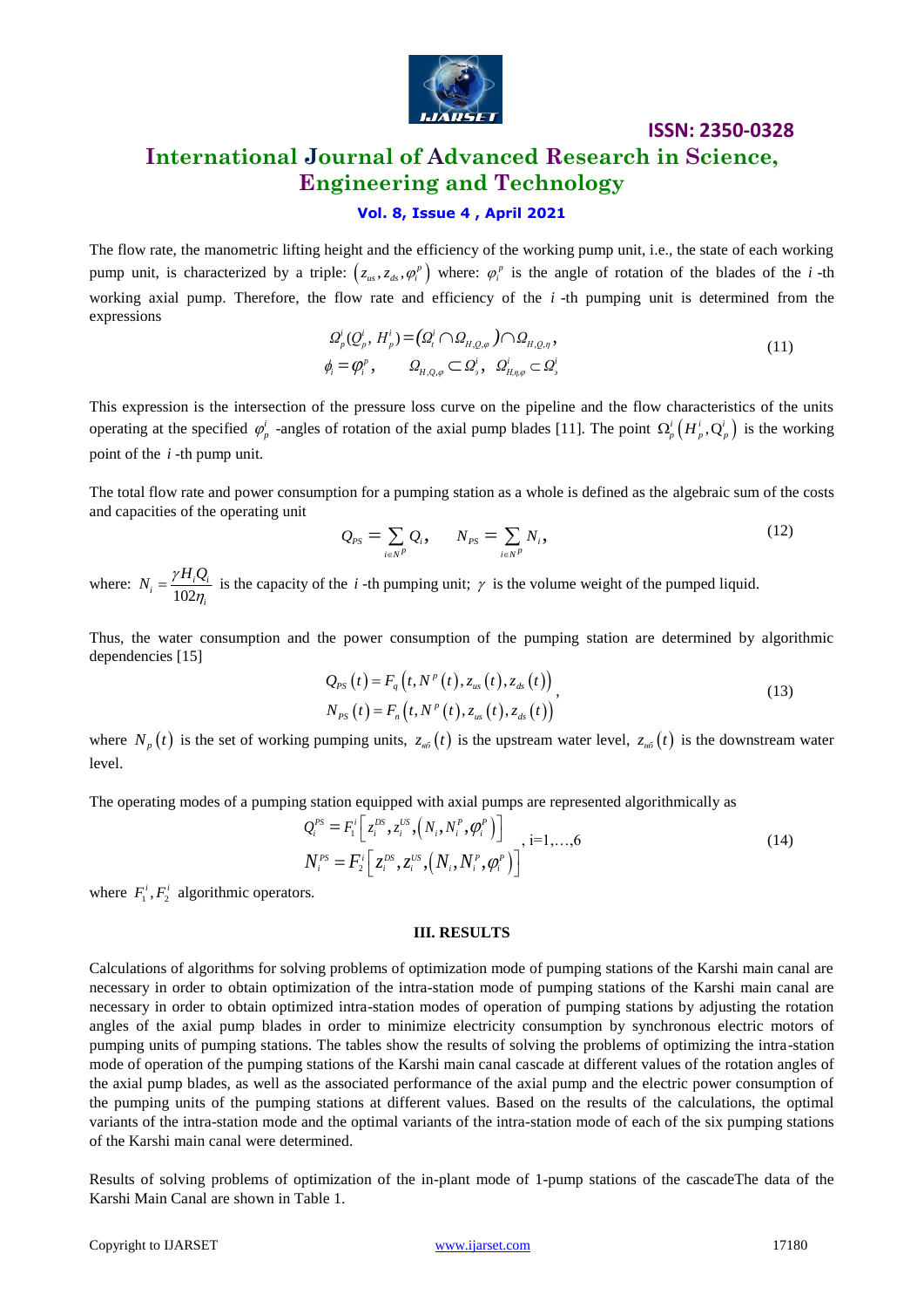The flow rate, the manometric lifting height and the efficiency of the working pump unit, i.e., the state of each working pump unit, is characterized by a triple: $\left(z_{us}, z_{ds}, \varphi_i^p\right)$ where: $\varphi_i^p$ is the angle of rotation of the blades of the $i$ -th working axial pump. Therefore, the flow rate and efficiency of the $i$ -th pumping unit is determined from the expressions

$$
\begin{aligned}
&\Omega_p^i(Q_p^i,\, H_p^i) = \left(\Omega_t^i \cap \Omega_{H,Q,\varphi}\right) \cap \Omega_{H,Q,\eta}, \\
&\phi_i = \varphi_i^p, \qquad \Omega_{H,Q,\varphi} \subset \Omega_э^i,\;\; \Omega_{H,\eta,\varphi}^i \subset \Omega_э^i
\end{aligned} \tag{11}
$$

This expression is the intersection of the pressure loss curve on the pipeline and the flow characteristics of the units operating at the specified $\varphi_p^i$ -angles of rotation of the axial pump blades [11]. The point $\Omega_p^i\left(H_p^i, Q_p^i\right)$ is the working point of the $i$ -th pump unit.

The total flow rate and power consumption for a pumping station as a whole is defined as the algebraic sum of the costs and capacities of the operating unit

$$
Q_{PS} = \sum_{i \in N^P} Q_i, \qquad N_{PS} = \sum_{i \in N^P} N_i, \tag{12}
$$

where: $N_i = \dfrac{\gamma H_i Q_i}{102\eta_i}$ is the capacity of the $i$ -th pumping unit; $\gamma$ is the volume weight of the pumped liquid.

Thus, the water consumption and the power consumption of the pumping station are determined by algorithmic dependencies [15]

$$
\begin{aligned}
Q_{PS}(t) &= F_q\left(t, N^p(t), z_{us}(t), z_{ds}(t)\right) \\
N_{PS}(t) &= F_n\left(t, N^p(t), z_{us}(t), z_{ds}(t)\right)
\end{aligned}, \tag{13}
$$

where $N_p(t)$ is the set of working pumping units, $z_{вб}(t)$ is the upstream water level, $z_{нб}(t)$ is the downstream water level.

The operating modes of a pumping station equipped with axial pumps are represented algorithmically as

$$
\begin{aligned}
Q_i^{PS} &= F_1^i\left[z_i^{DS}, z_i^{US}, \left(N_i, N_i^P, \varphi_i^P\right)\right] \\
N_i^{PS} &= F_2^i\left[z_i^{DS}, z_i^{US}, \left(N_i, N_i^P, \varphi_i^P\right)\right]
\end{aligned}, \; i=1,\ldots,6 \tag{14}
$$

where $F_1^i, F_2^i$ algorithmic operators.

## III. RESULTS

Calculations of algorithms for solving problems of optimization mode of pumping stations of the Karshi main canal are necessary in order to obtain optimization of the intra-station mode of pumping stations of the Karshi main canal are necessary in order to obtain optimized intra-station modes of operation of pumping stations by adjusting the rotation angles of the axial pump blades in order to minimize electricity consumption by synchronous electric motors of pumping units of pumping stations. The tables show the results of solving the problems of optimizing the intra-station mode of operation of the pumping stations of the Karshi main canal cascade at different values of the rotation angles of the axial pump blades, as well as the associated performance of the axial pump and the electric power consumption of the pumping units of the pumping stations at different values. Based on the results of the calculations, the optimal variants of the intra-station mode and the optimal variants of the intra-station mode of each of the six pumping stations of the Karshi main canal were determined.

Results of solving problems of optimization of the in-plant mode of 1-pump stations of the cascadeThe data of the Karshi Main Canal are shown in Table 1.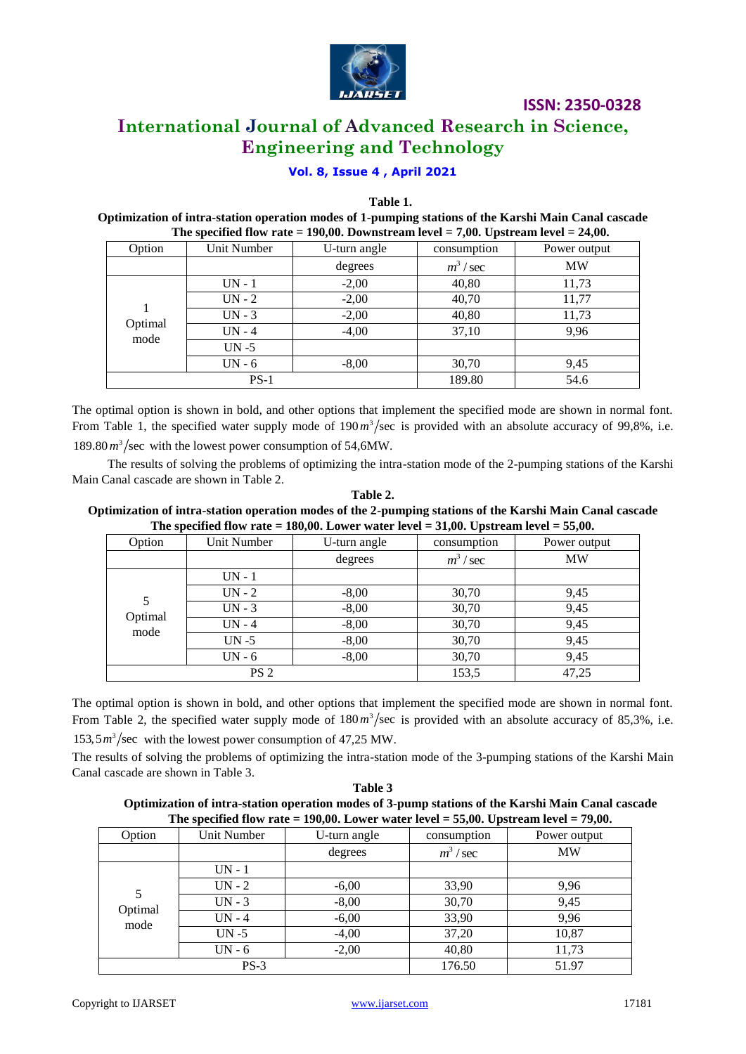**Table 1.**

**Optimization of intra-station operation modes of 1-pumping stations of the Karshi Main Canal cascade**
**The specified flow rate = 190,00. Downstream level = 7,00. Upstream level = 24,00.**

| Option | Unit Number | U-turn angle | consumption | Power output |
|---|---|---|---|---|
| | | degrees | $m^3$ / sec | MW |
| 1 Optimal mode | UN - 1 | -2,00 | 40,80 | 11,73 |
| | UN - 2 | -2,00 | 40,70 | 11,77 |
| | UN - 3 | -2,00 | 40,80 | 11,73 |
| | UN - 4 | -4,00 | 37,10 | 9,96 |
| | UN -5 | | | |
| | UN - 6 | -8,00 | 30,70 | 9,45 |
| PS-1 | | | 189.80 | 54.6 |

The optimal option is shown in bold, and other options that implement the specified mode are shown in normal font. From Table 1, the specified water supply mode of $190\,m^3/\text{sec}$ is provided with an absolute accuracy of 99,8%, i.e. $189.80\,m^3/\text{sec}$ with the lowest power consumption of 54,6MW.

The results of solving the problems of optimizing the intra-station mode of the 2-pumping stations of the Karshi Main Canal cascade are shown in Table 2.

**Table 2.**

**Optimization of intra-station operation modes of the 2-pumping stations of the Karshi Main Canal cascade**
**The specified flow rate = 180,00. Lower water level = 31,00. Upstream level = 55,00.**

| Option | Unit Number | U-turn angle | consumption | Power output |
|---|---|---|---|---|
| | | degrees | $m^3$ / sec | MW |
| 5 Optimal mode | UN - 1 | | | |
| | UN - 2 | -8,00 | 30,70 | 9,45 |
| | UN - 3 | -8,00 | 30,70 | 9,45 |
| | UN - 4 | -8,00 | 30,70 | 9,45 |
| | UN -5 | -8,00 | 30,70 | 9,45 |
| | UN - 6 | -8,00 | 30,70 | 9,45 |
| PS 2 | | | 153,5 | 47,25 |

The optimal option is shown in bold, and other options that implement the specified mode are shown in normal font. From Table 2, the specified water supply mode of $180\,m^3/\text{sec}$ is provided with an absolute accuracy of 85,3%, i.e. $153,5\,m^3/\text{sec}$ with the lowest power consumption of 47,25 MW.

The results of solving the problems of optimizing the intra-station mode of the 3-pumping stations of the Karshi Main Canal cascade are shown in Table 3.

**Table 3**

**Optimization of intra-station operation modes of 3-pump stations of the Karshi Main Canal cascade**
**The specified flow rate = 190,00. Lower water level = 55,00. Upstream level = 79,00.**

| Option | Unit Number | U-turn angle | consumption | Power output |
|---|---|---|---|---|
| | | degrees | $m^3$ / sec | MW |
| 5 Optimal mode | UN - 1 | | | |
| | UN - 2 | -6,00 | 33,90 | 9,96 |
| | UN - 3 | -8,00 | 30,70 | 9,45 |
| | UN - 4 | -6,00 | 33,90 | 9,96 |
| | UN -5 | -4,00 | 37,20 | 10,87 |
| | UN - 6 | -2,00 | 40,80 | 11,73 |
| PS-3 | | | 176.50 | 51.97 |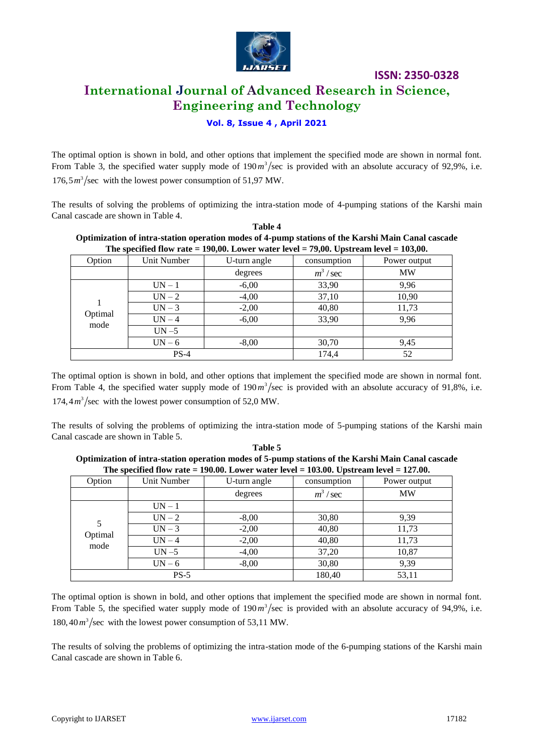The optimal option is shown in bold, and other options that implement the specified mode are shown in normal font. From Table 3, the specified water supply mode of $190\,m^3/\text{sec}$ is provided with an absolute accuracy of 92,9%, i.e. $176,5\,m^3/\text{sec}$ with the lowest power consumption of 51,97 MW.

The results of solving the problems of optimizing the intra-station mode of 4-pumping stations of the Karshi main Canal cascade are shown in Table 4.

**Table 4**

**Optimization of intra-station operation modes of 4-pump stations of the Karshi Main Canal cascade**
**The specified flow rate = 190,00. Lower water level = 79,00. Upstream level = 103,00.**

| Option | Unit Number | U-turn angle | consumption | Power output |
|---|---|---|---|---|
| | | degrees | $m^3$ / sec | MW |
| 1 Optimal mode | UN – 1 | -6,00 | 33,90 | 9,96 |
| | UN – 2 | -4,00 | 37,10 | 10,90 |
| | UN – 3 | -2,00 | 40,80 | 11,73 |
| | UN – 4 | -6,00 | 33,90 | 9,96 |
| | UN –5 | | | |
| | UN – 6 | -8,00 | 30,70 | 9,45 |
| PS-4 | | | 174,4 | 52 |

The optimal option is shown in bold, and other options that implement the specified mode are shown in normal font. From Table 4, the specified water supply mode of $190\,m^3/\text{sec}$ is provided with an absolute accuracy of 91,8%, i.e. $174,4\,m^3/\text{sec}$ with the lowest power consumption of 52,0 MW.

The results of solving the problems of optimizing the intra-station mode of 5-pumping stations of the Karshi main Canal cascade are shown in Table 5.

**Table 5**

**Optimization of intra-station operation modes of 5-pump stations of the Karshi Main Canal cascade**
**The specified flow rate = 190.00. Lower water level = 103.00. Upstream level = 127.00.**

| Option | Unit Number | U-turn angle | consumption | Power output |
|---|---|---|---|---|
| | | degrees | $m^3$ / sec | MW |
| 5 Optimal mode | UN – 1 | | | |
| | UN – 2 | -8,00 | 30,80 | 9,39 |
| | UN – 3 | -2,00 | 40,80 | 11,73 |
| | UN – 4 | -2,00 | 40,80 | 11,73 |
| | UN –5 | -4,00 | 37,20 | 10,87 |
| | UN – 6 | -8,00 | 30,80 | 9,39 |
| PS-5 | | | 180,40 | 53,11 |

The optimal option is shown in bold, and other options that implement the specified mode are shown in normal font. From Table 5, the specified water supply mode of $190\,m^3/\text{sec}$ is provided with an absolute accuracy of 94,9%, i.e. $180,40\,m^3/\text{sec}$ with the lowest power consumption of 53,11 MW.

The results of solving the problems of optimizing the intra-station mode of the 6-pumping stations of the Karshi main Canal cascade are shown in Table 6.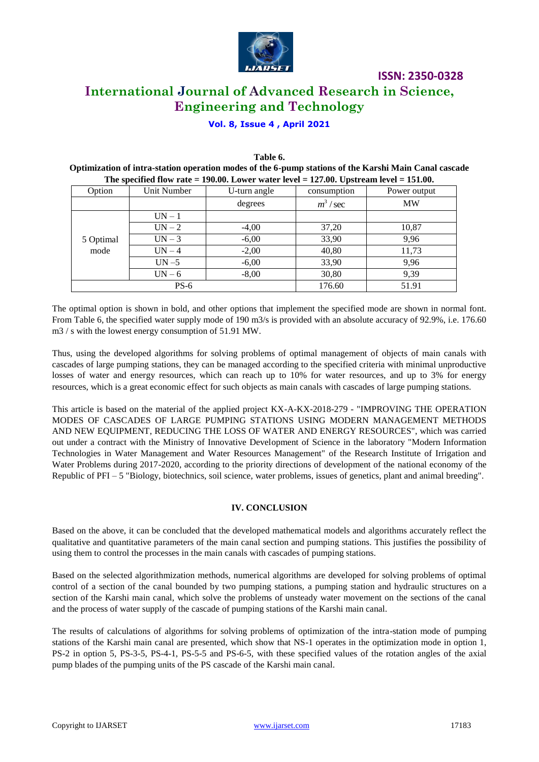**Table 6.**

**Optimization of intra-station operation modes of the 6-pump stations of the Karshi Main Canal cascade**

**The specified flow rate = 190.00. Lower water level = 127.00. Upstream level = 151.00.**

| Option | Unit Number | U-turn angle | consumption | Power output |
|---|---|---|---|---|
| | | degrees | $m^3$ / sec | MW |
| 5 Optimal mode | UN – 1 | | | |
| | UN – 2 | -4,00 | 37,20 | 10,87 |
| | UN – 3 | -6,00 | 33,90 | 9,96 |
| | UN – 4 | -2,00 | 40,80 | 11,73 |
| | UN –5 | -6,00 | 33,90 | 9,96 |
| | UN – 6 | -8,00 | 30,80 | 9,39 |
| PS-6 | | | 176.60 | 51.91 |

The optimal option is shown in bold, and other options that implement the specified mode are shown in normal font. From Table 6, the specified water supply mode of 190 m3/s is provided with an absolute accuracy of 92.9%, i.e. 176.60 m3 / s with the lowest energy consumption of 51.91 MW.

Thus, using the developed algorithms for solving problems of optimal management of objects of main canals with cascades of large pumping stations, they can be managed according to the specified criteria with minimal unproductive losses of water and energy resources, which can reach up to 10% for water resources, and up to 3% for energy resources, which is a great economic effect for such objects as main canals with cascades of large pumping stations.

This article is based on the material of the applied project KX-A-KX-2018-279 - "IMPROVING THE OPERATION MODES OF CASCADES OF LARGE PUMPING STATIONS USING MODERN MANAGEMENT METHODS AND NEW EQUIPMENT, REDUCING THE LOSS OF WATER AND ENERGY RESOURCES", which was carried out under a contract with the Ministry of Innovative Development of Science in the laboratory "Modern Information Technologies in Water Management and Water Resources Management" of the Research Institute of Irrigation and Water Problems during 2017-2020, according to the priority directions of development of the national economy of the Republic of PFI – 5 "Biology, biotechnics, soil science, water problems, issues of genetics, plant and animal breeding".

## IV. CONCLUSION

Based on the above, it can be concluded that the developed mathematical models and algorithms accurately reflect the qualitative and quantitative parameters of the main canal section and pumping stations. This justifies the possibility of using them to control the processes in the main canals with cascades of pumping stations.

Based on the selected algorithmization methods, numerical algorithms are developed for solving problems of optimal control of a section of the canal bounded by two pumping stations, a pumping station and hydraulic structures on a section of the Karshi main canal, which solve the problems of unsteady water movement on the sections of the canal and the process of water supply of the cascade of pumping stations of the Karshi main canal.

The results of calculations of algorithms for solving problems of optimization of the intra-station mode of pumping stations of the Karshi main canal are presented, which show that NS-1 operates in the optimization mode in option 1, PS-2 in option 5, PS-3-5, PS-4-1, PS-5-5 and PS-6-5, with these specified values of the rotation angles of the axial pump blades of the pumping units of the PS cascade of the Karshi main canal.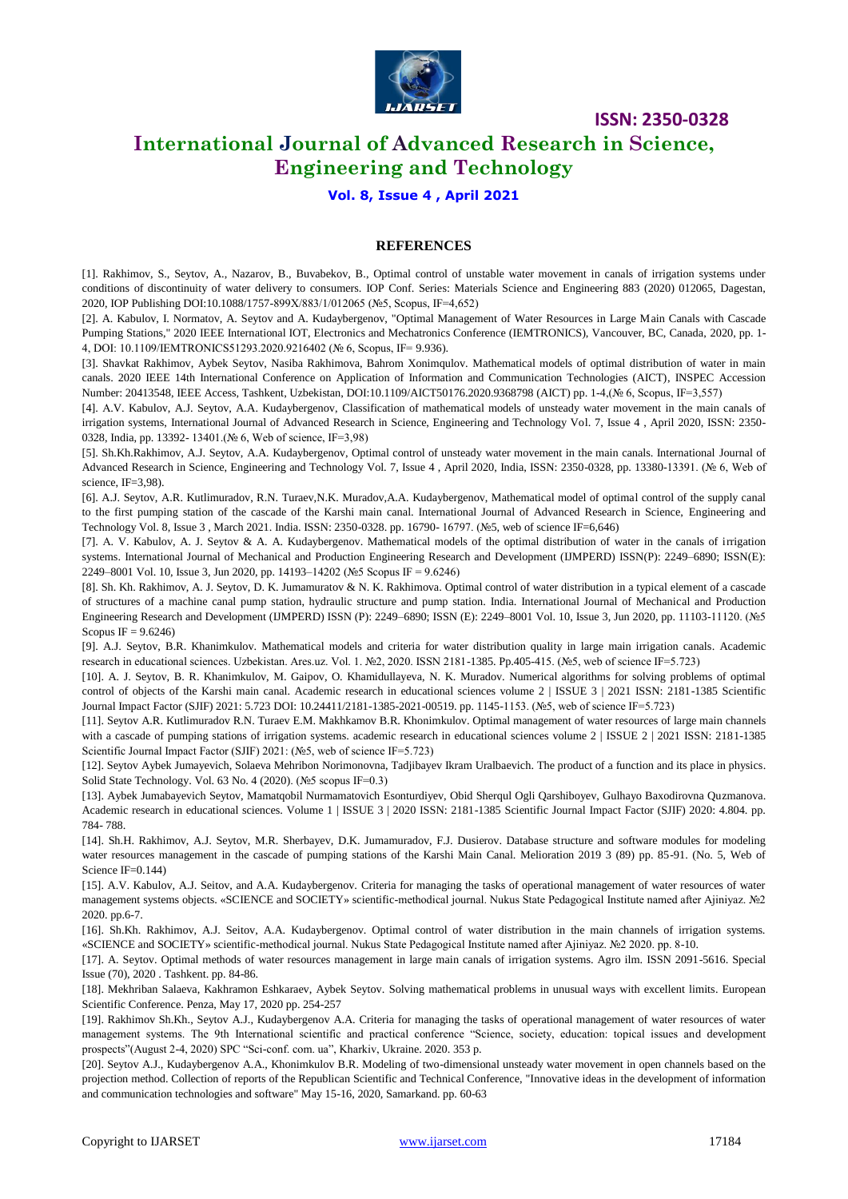## REFERENCES

[1]. Rakhimov, S., Seytov, A., Nazarov, B., Buvabekov, B., Optimal control of unstable water movement in canals of irrigation systems under conditions of discontinuity of water delivery to consumers. IOP Conf. Series: Materials Science and Engineering 883 (2020) 012065, Dagestan, 2020, IOP Publishing DOI:10.1088/1757-899X/883/1/012065 (№5, Scopus, IF=4,652)

[2]. A. Kabulov, I. Normatov, A. Seytov and A. Kudaybergenov, "Optimal Management of Water Resources in Large Main Canals with Cascade Pumping Stations," 2020 IEEE International IOT, Electronics and Mechatronics Conference (IEMTRONICS), Vancouver, BC, Canada, 2020, pp. 1-4, DOI: 10.1109/IEMTRONICS51293.2020.9216402 (№ 6, Scopus, IF= 9.936).

[3]. Shavkat Rakhimov, Aybek Seytov, Nasiba Rakhimova, Bahrom Xonimqulov. Mathematical models of optimal distribution of water in main canals. 2020 IEEE 14th International Conference on Application of Information and Communication Technologies (AICT), INSPEC Accession Number: 20413548, IEEE Access, Tashkent, Uzbekistan, DOI:10.1109/AICT50176.2020.9368798 (AICT) pp. 1-4,(№ 6, Scopus, IF=3,557)

[4]. A.V. Kabulov, A.J. Seytov, A.A. Kudaybergenov, Classification of mathematical models of unsteady water movement in the main canals of irrigation systems, International Journal of Advanced Research in Science, Engineering and Technology Vol. 7, Issue 4 , April 2020, ISSN: 2350-0328, India, pp. 13392- 13401.(№ 6, Web of science, IF=3,98)

[5]. Sh.Kh.Rakhimov, A.J. Seytov, A.A. Kudaybergenov, Optimal control of unsteady water movement in the main canals. International Journal of Advanced Research in Science, Engineering and Technology Vol. 7, Issue 4 , April 2020, India, ISSN: 2350-0328, pp. 13380-13391. (№ 6, Web of science, IF=3,98).

[6]. A.J. Seytov, A.R. Kutlimuradov, R.N. Turaev,N.K. Muradov,A.A. Kudaybergenov, Mathematical model of optimal control of the supply canal to the first pumping station of the cascade of the Karshi main canal. International Journal of Advanced Research in Science, Engineering and Technology Vol. 8, Issue 3 , March 2021. India. ISSN: 2350-0328. pp. 16790- 16797. (№5, web of science IF=6,646)

[7]. A. V. Kabulov, A. J. Seytov & A. A. Kudaybergenov. Mathematical models of the optimal distribution of water in the canals of irrigation systems. International Journal of Mechanical and Production Engineering Research and Development (IJMPERD) ISSN(P): 2249–6890; ISSN(E): 2249–8001 Vol. 10, Issue 3, Jun 2020, pp. 14193–14202 (№5 Scopus IF = 9.6246)

[8]. Sh. Kh. Rakhimov, A. J. Seytov, D. K. Jumamuratov & N. K. Rakhimova. Optimal control of water distribution in a typical element of a cascade of structures of a machine canal pump station, hydraulic structure and pump station. India. International Journal of Mechanical and Production Engineering Research and Development (IJMPERD) ISSN (P): 2249–6890; ISSN (E): 2249–8001 Vol. 10, Issue 3, Jun 2020, pp. 11103-11120. (№5 Scopus IF = 9.6246)

[9]. A.J. Seytov, B.R. Khanimkulov. Mathematical models and criteria for water distribution quality in large main irrigation canals. Academic research in educational sciences. Uzbekistan. Ares.uz. Vol. 1. №2, 2020. ISSN 2181-1385. Pp.405-415. (№5, web of science IF=5.723)

[10]. A. J. Seytov, B. R. Khanimkulov, M. Gaipov, O. Khamidullayeva, N. K. Muradov. Numerical algorithms for solving problems of optimal control of objects of the Karshi main canal. Academic research in educational sciences volume 2 | ISSUE 3 | 2021 ISSN: 2181-1385 Scientific Journal Impact Factor (SJIF) 2021: 5.723 DOI: 10.24411/2181-1385-2021-00519. pp. 1145-1153. (№5, web of science IF=5.723)

[11]. Seytov A.R. Kutlimuradov R.N. Turaev E.M. Makhkamov B.R. Khonimkulov. Optimal management of water resources of large main channels with a cascade of pumping stations of irrigation systems. academic research in educational sciences volume 2 | ISSUE 2 | 2021 ISSN: 2181-1385 Scientific Journal Impact Factor (SJIF) 2021: (№5, web of science IF=5.723)

[12]. Seytov Aybek Jumayevich, Solaeva Mehribon Norimonovna, Tadjibayev Ikram Uralbaevich. The product of a function and its place in physics. Solid State Technology. Vol. 63 No. 4 (2020). (№5 scopus IF=0.3)

[13]. Aybek Jumabayevich Seytov, Mamatqobil Nurmamatovich Esonturdiyev, Obid Sherqul Ogli Qarshiboyev, Gulhayo Baxodirovna Quzmanova. Academic research in educational sciences. Volume 1 | ISSUE 3 | 2020 ISSN: 2181-1385 Scientific Journal Impact Factor (SJIF) 2020: 4.804. pp. 784- 788.

[14]. Sh.H. Rakhimov, A.J. Seytov, M.R. Sherbayev, D.K. Jumamuradov, F.J. Dusierov. Database structure and software modules for modeling water resources management in the cascade of pumping stations of the Karshi Main Canal. Melioration 2019 3 (89) pp. 85-91. (No. 5, Web of Science IF=0.144)

[15]. A.V. Kabulov, A.J. Seitov, and A.A. Kudaybergenov. Criteria for managing the tasks of operational management of water resources of water management systems objects. «SCIENCE and SOCIETY» scientific-methodical journal. Nukus State Pedagogical Institute named after Ajiniyaz. №2 2020. pp.6-7.

[16]. Sh.Kh. Rakhimov, A.J. Seitov, A.A. Kudaybergenov. Optimal control of water distribution in the main channels of irrigation systems. «SCIENCE and SOCIETY» scientific-methodical journal. Nukus State Pedagogical Institute named after Ajiniyaz. №2 2020. pp. 8-10.

[17]. A. Seytov. Optimal methods of water resources management in large main canals of irrigation systems. Agro ilm. ISSN 2091-5616. Special Issue (70), 2020 . Tashkent. pp. 84-86.

[18]. Mekhriban Salaeva, Kakhramon Eshkaraev, Aybek Seytov. Solving mathematical problems in unusual ways with excellent limits. European Scientific Conference. Penza, May 17, 2020 pp. 254-257

[19]. Rakhimov Sh.Kh., Seytov A.J., Kudaybergenov A.A. Criteria for managing the tasks of operational management of water resources of water management systems. The 9th International scientific and practical conference "Science, society, education: topical issues and development prospects"(August 2-4, 2020) SPC "Sci-conf. com. ua", Kharkiv, Ukraine. 2020. 353 p.

[20]. Seytov A.J., Kudaybergenov A.A., Khonimkulov B.R. Modeling of two-dimensional unsteady water movement in open channels based on the projection method. Collection of reports of the Republican Scientific and Technical Conference, "Innovative ideas in the development of information and communication technologies and software" May 15-16, 2020, Samarkand. pp. 60-63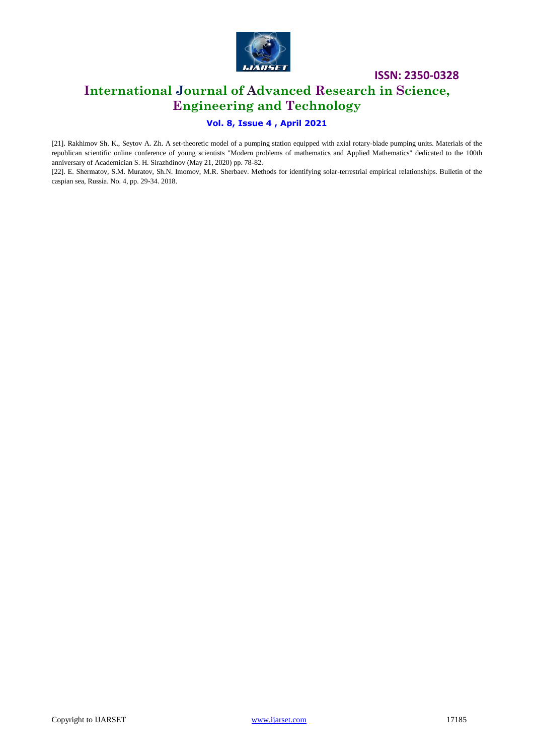[21]. Rakhimov Sh. K., Seytov A. Zh. A set-theoretic model of a pumping station equipped with axial rotary-blade pumping units. Materials of the republican scientific online conference of young scientists "Modern problems of mathematics and Applied Mathematics" dedicated to the 100th anniversary of Academician S. H. Sirazhdinov (May 21, 2020) pp. 78-82.

[22]. E. Shermatov, S.M. Muratov, Sh.N. Imomov, M.R. Sherbaev. Methods for identifying solar-terrestrial empirical relationships. Bulletin of the caspian sea, Russia. No. 4, pp. 29-34. 2018.